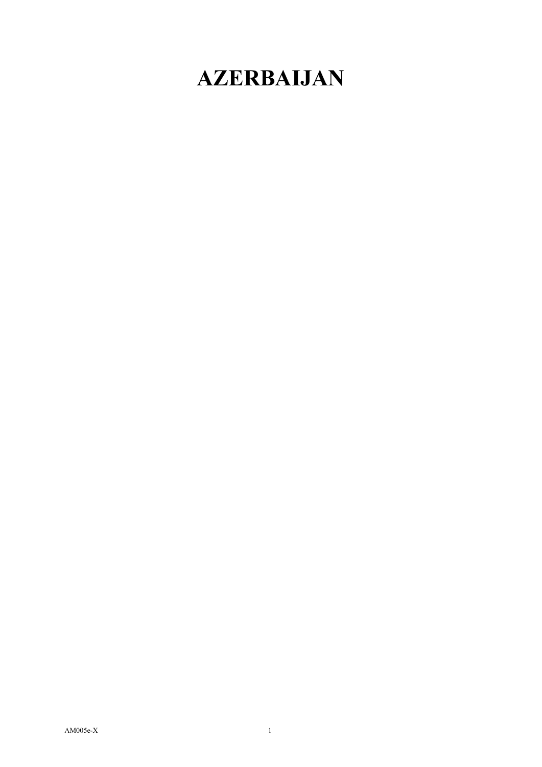# AZERBAIJAN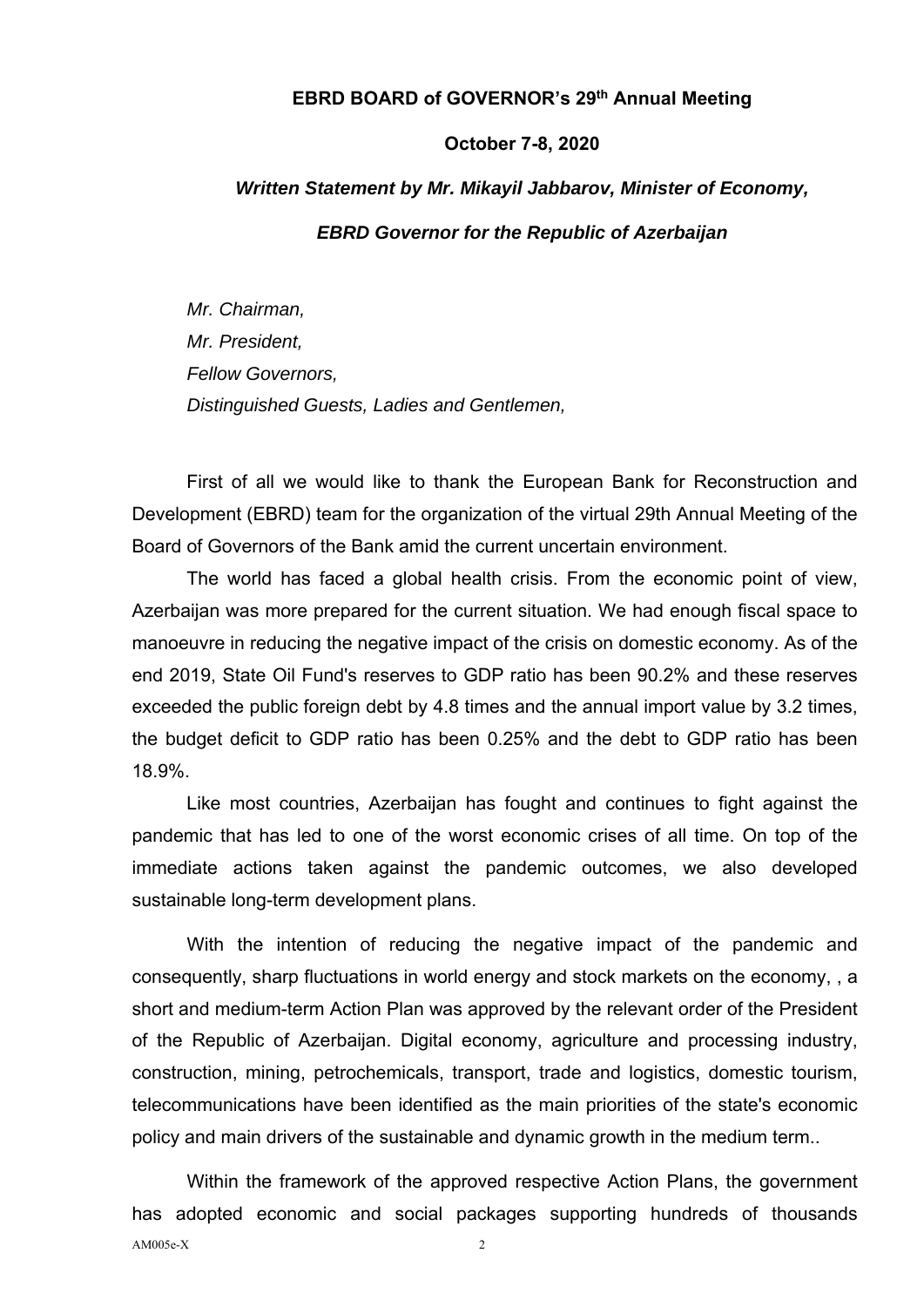**EBRD BOARD of GOVERNOR's 29th Annual Meeting**

**October 7-8, 2020**

***Written Statement by Mr. Mikayil Jabbarov, Minister of Economy,***

***EBRD Governor for the Republic of Azerbaijan***

*Mr. Chairman,*
*Mr. President,*
*Fellow Governors,*
*Distinguished Guests, Ladies and Gentlemen,*

First of all we would like to thank the European Bank for Reconstruction and Development (EBRD) team for the organization of the virtual 29th Annual Meeting of the Board of Governors of the Bank amid the current uncertain environment.

The world has faced a global health crisis. From the economic point of view, Azerbaijan was more prepared for the current situation. We had enough fiscal space to manoeuvre in reducing the negative impact of the crisis on domestic economy. As of the end 2019, State Oil Fund's reserves to GDP ratio has been 90.2% and these reserves exceeded the public foreign debt by 4.8 times and the annual import value by 3.2 times, the budget deficit to GDP ratio has been 0.25% and the debt to GDP ratio has been 18.9%.

Like most countries, Azerbaijan has fought and continues to fight against the pandemic that has led to one of the worst economic crises of all time. On top of the immediate actions taken against the pandemic outcomes, we also developed sustainable long-term development plans.

With the intention of reducing the negative impact of the pandemic and consequently, sharp fluctuations in world energy and stock markets on the economy, , a short and medium-term Action Plan was approved by the relevant order of the President of the Republic of Azerbaijan. Digital economy, agriculture and processing industry, construction, mining, petrochemicals, transport, trade and logistics, domestic tourism, telecommunications have been identified as the main priorities of the state's economic policy and main drivers of the sustainable and dynamic growth in the medium term..

Within the framework of the approved respective Action Plans, the government has adopted economic and social packages supporting hundreds of thousands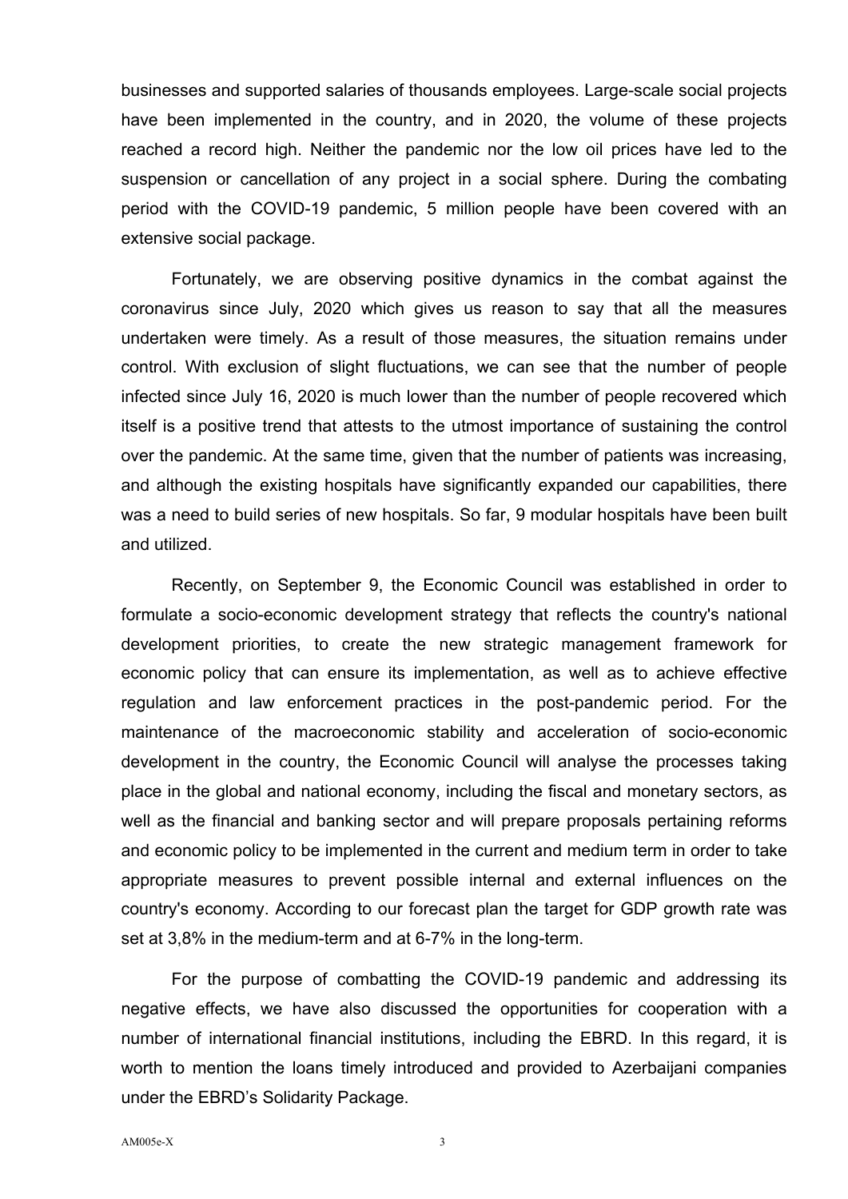businesses and supported salaries of thousands employees. Large-scale social projects have been implemented in the country, and in 2020, the volume of these projects reached a record high. Neither the pandemic nor the low oil prices have led to the suspension or cancellation of any project in a social sphere. During the combating period with the COVID-19 pandemic, 5 million people have been covered with an extensive social package.

Fortunately, we are observing positive dynamics in the combat against the coronavirus since July, 2020 which gives us reason to say that all the measures undertaken were timely. As a result of those measures, the situation remains under control. With exclusion of slight fluctuations, we can see that the number of people infected since July 16, 2020 is much lower than the number of people recovered which itself is a positive trend that attests to the utmost importance of sustaining the control over the pandemic. At the same time, given that the number of patients was increasing, and although the existing hospitals have significantly expanded our capabilities, there was a need to build series of new hospitals. So far, 9 modular hospitals have been built and utilized.

Recently, on September 9, the Economic Council was established in order to formulate a socio-economic development strategy that reflects the country's national development priorities, to create the new strategic management framework for economic policy that can ensure its implementation, as well as to achieve effective regulation and law enforcement practices in the post-pandemic period. For the maintenance of the macroeconomic stability and acceleration of socio-economic development in the country, the Economic Council will analyse the processes taking place in the global and national economy, including the fiscal and monetary sectors, as well as the financial and banking sector and will prepare proposals pertaining reforms and economic policy to be implemented in the current and medium term in order to take appropriate measures to prevent possible internal and external influences on the country's economy. According to our forecast plan the target for GDP growth rate was set at 3,8% in the medium-term and at 6-7% in the long-term.

For the purpose of combatting the COVID-19 pandemic and addressing its negative effects, we have also discussed the opportunities for cooperation with a number of international financial institutions, including the EBRD. In this regard, it is worth to mention the loans timely introduced and provided to Azerbaijani companies under the EBRD's Solidarity Package.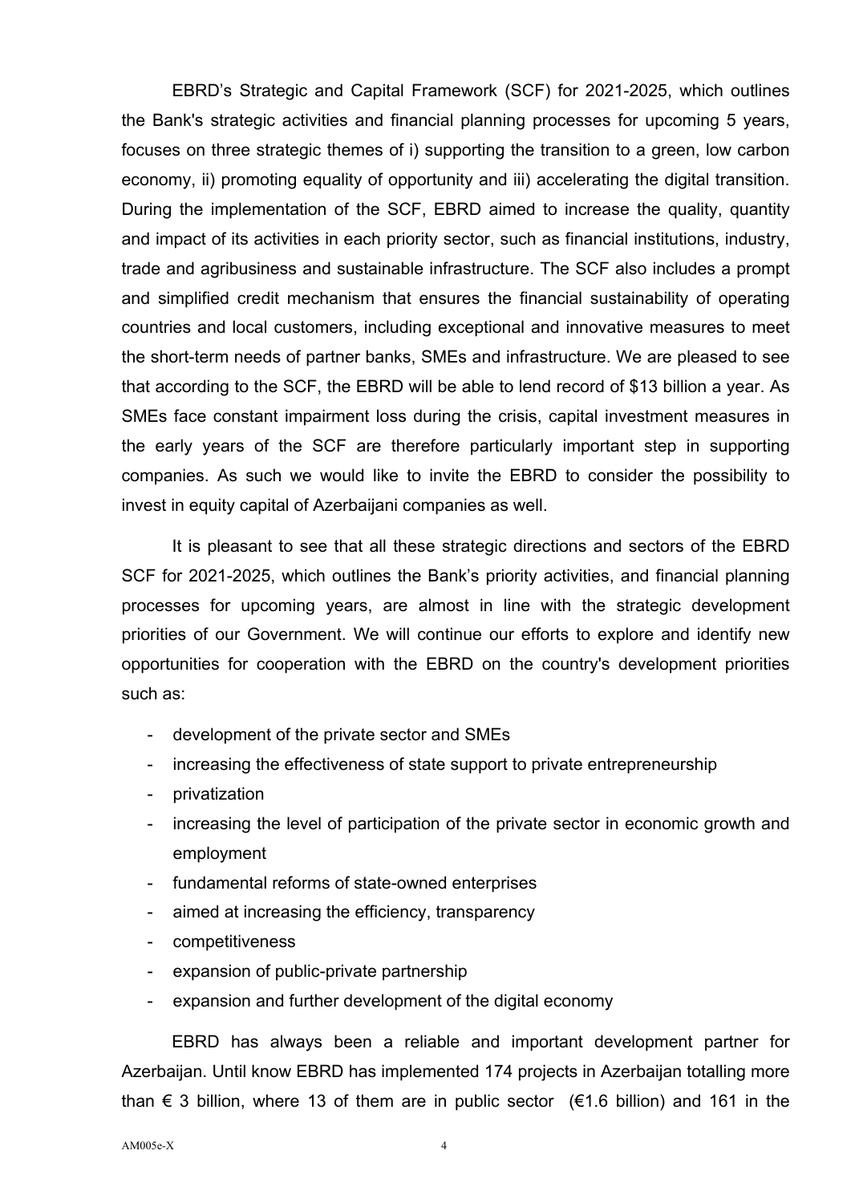EBRD's Strategic and Capital Framework (SCF) for 2021-2025, which outlines the Bank's strategic activities and financial planning processes for upcoming 5 years, focuses on three strategic themes of i) supporting the transition to a green, low carbon economy, ii) promoting equality of opportunity and iii) accelerating the digital transition. During the implementation of the SCF, EBRD aimed to increase the quality, quantity and impact of its activities in each priority sector, such as financial institutions, industry, trade and agribusiness and sustainable infrastructure. The SCF also includes a prompt and simplified credit mechanism that ensures the financial sustainability of operating countries and local customers, including exceptional and innovative measures to meet the short-term needs of partner banks, SMEs and infrastructure. We are pleased to see that according to the SCF, the EBRD will be able to lend record of $13 billion a year. As SMEs face constant impairment loss during the crisis, capital investment measures in the early years of the SCF are therefore particularly important step in supporting companies. As such we would like to invite the EBRD to consider the possibility to invest in equity capital of Azerbaijani companies as well.

It is pleasant to see that all these strategic directions and sectors of the EBRD SCF for 2021-2025, which outlines the Bank's priority activities, and financial planning processes for upcoming years, are almost in line with the strategic development priorities of our Government. We will continue our efforts to explore and identify new opportunities for cooperation with the EBRD on the country's development priorities such as:

- development of the private sector and SMEs
- increasing the effectiveness of state support to private entrepreneurship
- privatization
- increasing the level of participation of the private sector in economic growth and employment
- fundamental reforms of state-owned enterprises
- aimed at increasing the efficiency, transparency
- competitiveness
- expansion of public-private partnership
- expansion and further development of the digital economy

EBRD has always been a reliable and important development partner for Azerbaijan. Until know EBRD has implemented 174 projects in Azerbaijan totalling more than € 3 billion, where 13 of them are in public sector (€1.6 billion) and 161 in the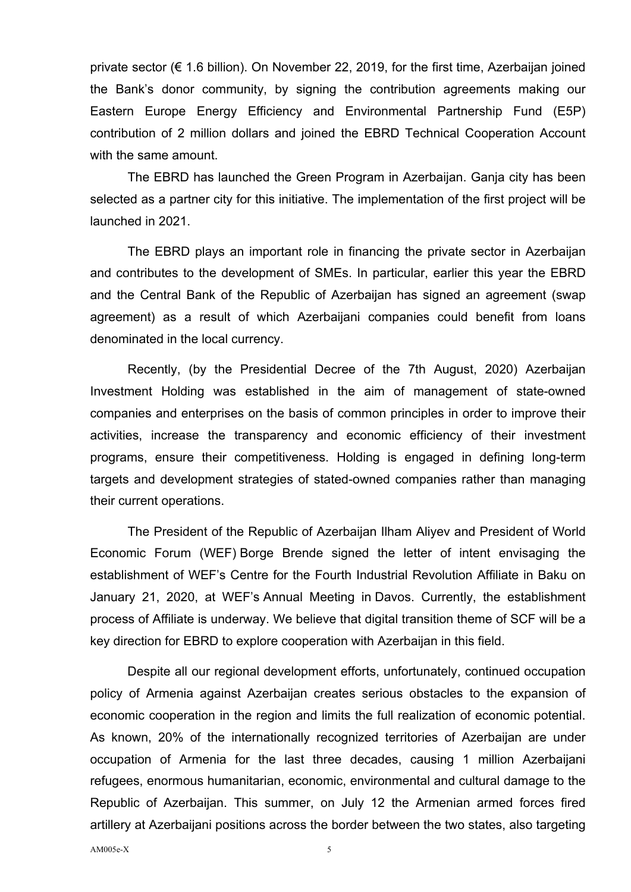private sector (€ 1.6 billion). On November 22, 2019, for the first time, Azerbaijan joined the Bank's donor community, by signing the contribution agreements making our Eastern Europe Energy Efficiency and Environmental Partnership Fund (E5P) contribution of 2 million dollars and joined the EBRD Technical Cooperation Account with the same amount.

The EBRD has launched the Green Program in Azerbaijan. Ganja city has been selected as a partner city for this initiative. The implementation of the first project will be launched in 2021.

The EBRD plays an important role in financing the private sector in Azerbaijan and contributes to the development of SMEs. In particular, earlier this year the EBRD and the Central Bank of the Republic of Azerbaijan has signed an agreement (swap agreement) as a result of which Azerbaijani companies could benefit from loans denominated in the local currency.

Recently, (by the Presidential Decree of the 7th August, 2020) Azerbaijan Investment Holding was established in the aim of management of state-owned companies and enterprises on the basis of common principles in order to improve their activities, increase the transparency and economic efficiency of their investment programs, ensure their competitiveness. Holding is engaged in defining long-term targets and development strategies of stated-owned companies rather than managing their current operations.

The President of the Republic of Azerbaijan Ilham Aliyev and President of World Economic Forum (WEF) Borge Brende signed the letter of intent envisaging the establishment of WEF's Centre for the Fourth Industrial Revolution Affiliate in Baku on January 21, 2020, at WEF's Annual Meeting in Davos. Currently, the establishment process of Affiliate is underway. We believe that digital transition theme of SCF will be a key direction for EBRD to explore cooperation with Azerbaijan in this field.

Despite all our regional development efforts, unfortunately, continued occupation policy of Armenia against Azerbaijan creates serious obstacles to the expansion of economic cooperation in the region and limits the full realization of economic potential. As known, 20% of the internationally recognized territories of Azerbaijan are under occupation of Armenia for the last three decades, causing 1 million Azerbaijani refugees, enormous humanitarian, economic, environmental and cultural damage to the Republic of Azerbaijan. This summer, on July 12 the Armenian armed forces fired artillery at Azerbaijani positions across the border between the two states, also targeting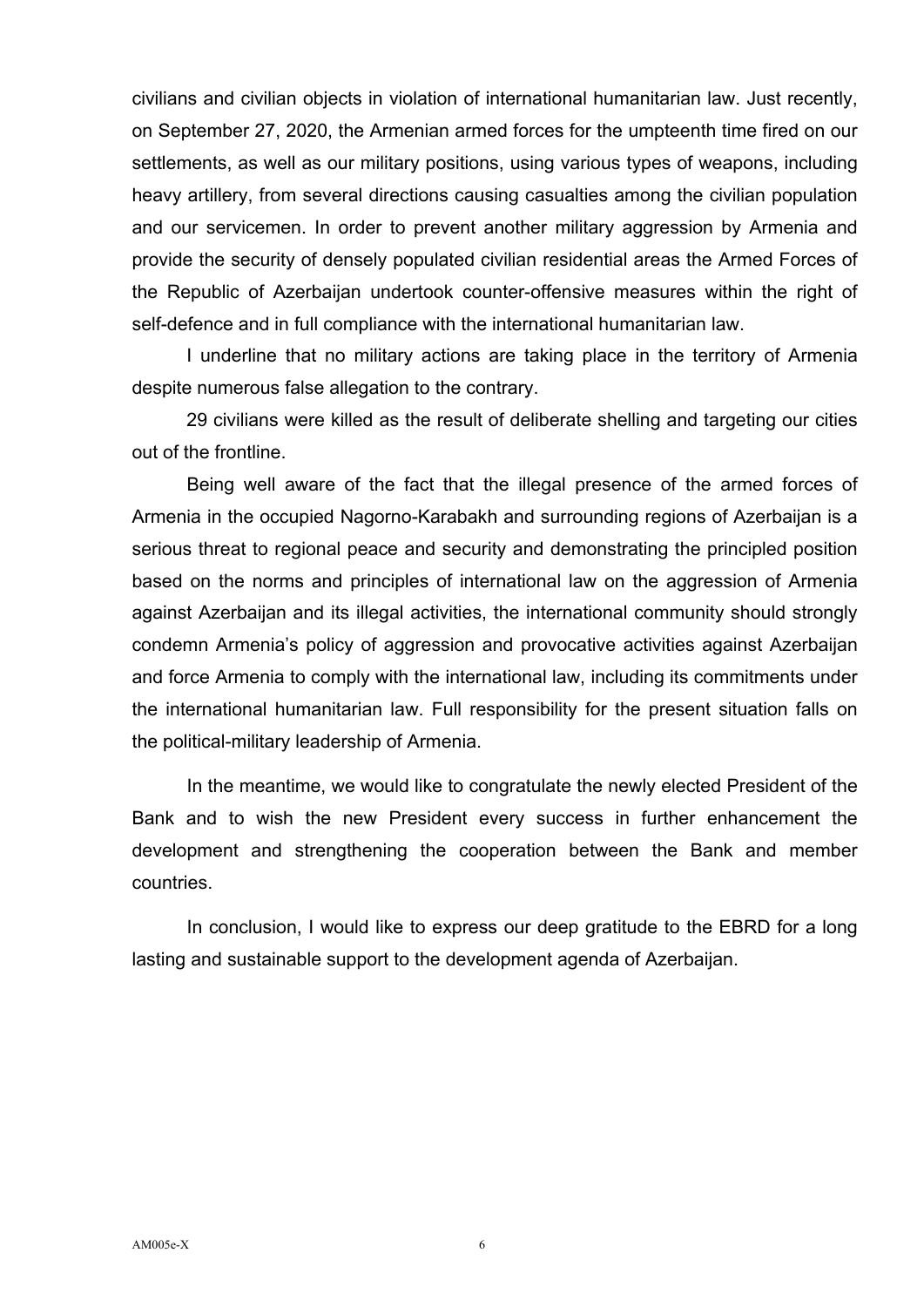civilians and civilian objects in violation of international humanitarian law. Just recently, on September 27, 2020, the Armenian armed forces for the umpteenth time fired on our settlements, as well as our military positions, using various types of weapons, including heavy artillery, from several directions causing casualties among the civilian population and our servicemen. In order to prevent another military aggression by Armenia and provide the security of densely populated civilian residential areas the Armed Forces of the Republic of Azerbaijan undertook counter-offensive measures within the right of self-defence and in full compliance with the international humanitarian law.

I underline that no military actions are taking place in the territory of Armenia despite numerous false allegation to the contrary.

29 civilians were killed as the result of deliberate shelling and targeting our cities out of the frontline.

Being well aware of the fact that the illegal presence of the armed forces of Armenia in the occupied Nagorno-Karabakh and surrounding regions of Azerbaijan is a serious threat to regional peace and security and demonstrating the principled position based on the norms and principles of international law on the aggression of Armenia against Azerbaijan and its illegal activities, the international community should strongly condemn Armenia's policy of aggression and provocative activities against Azerbaijan and force Armenia to comply with the international law, including its commitments under the international humanitarian law. Full responsibility for the present situation falls on the political-military leadership of Armenia.

In the meantime, we would like to congratulate the newly elected President of the Bank and to wish the new President every success in further enhancement the development and strengthening the cooperation between the Bank and member countries.

In conclusion, I would like to express our deep gratitude to the EBRD for a long lasting and sustainable support to the development agenda of Azerbaijan.